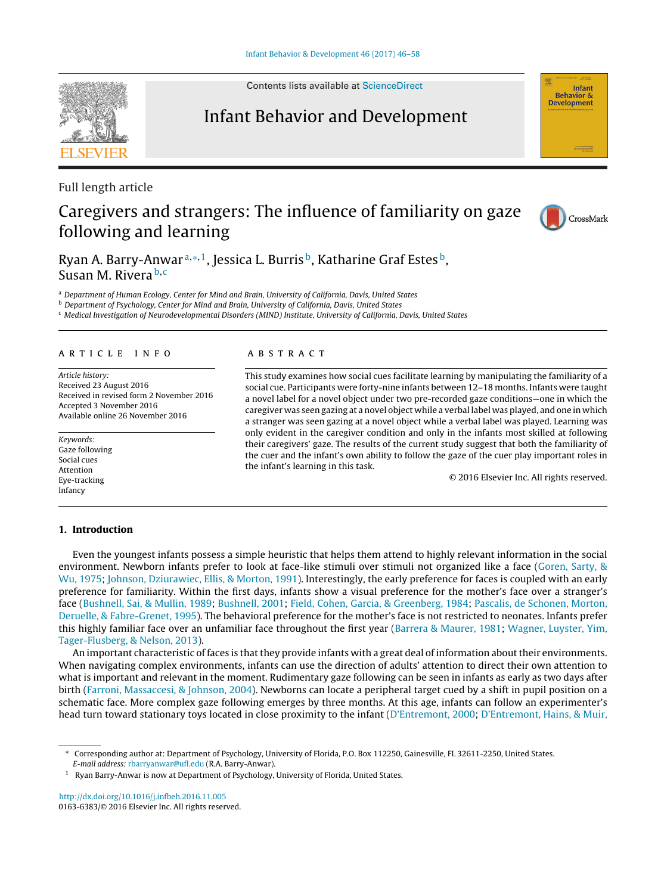Full length article

# Caregivers and strangers: The influence of familiarity on gaze following and learning

Ryan A. Barry-Anwar[a,*,1], Jessica L. Burris[b], Katharine Graf Estes[b], Susan M. Rivera[b,c]

[a] Department of Human Ecology, Center for Mind and Brain, University of California, Davis, United States
[b] Department of Psychology, Center for Mind and Brain, University of California, Davis, United States
[c] Medical Investigation of Neurodevelopmental Disorders (MIND) Institute, University of California, Davis, United States

## ARTICLE INFO

*Article history:*
Received 23 August 2016
Received in revised form 2 November 2016
Accepted 3 November 2016
Available online 26 November 2016

*Keywords:*
Gaze following
Social cues
Attention
Eye-tracking
Infancy

## ABSTRACT

This study examines how social cues facilitate learning by manipulating the familiarity of a social cue. Participants were forty-nine infants between 12–18 months. Infants were taught a novel label for a novel object under two pre-recorded gaze conditions—one in which the caregiver was seen gazing at a novel object while a verbal label was played, and one in which a stranger was seen gazing at a novel object while a verbal label was played. Learning was only evident in the caregiver condition and only in the infants most skilled at following their caregivers' gaze. The results of the current study suggest that both the familiarity of the cuer and the infant's own ability to follow the gaze of the cuer play important roles in the infant's learning in this task.

© 2016 Elsevier Inc. All rights reserved.

## 1. Introduction

Even the youngest infants possess a simple heuristic that helps them attend to highly relevant information in the social environment. Newborn infants prefer to look at face-like stimuli over stimuli not organized like a face (Goren, Sarty, & Wu, 1975; Johnson, Dziurawiec, Ellis, & Morton, 1991). Interestingly, the early preference for faces is coupled with an early preference for familiarity. Within the first days, infants show a visual preference for the mother's face over a stranger's face (Bushnell, Sai, & Mullin, 1989; Bushnell, 2001; Field, Cohen, Garcia, & Greenberg, 1984; Pascalis, de Schonen, Morton, Deruelle, & Fabre-Grenet, 1995). The behavioral preference for the mother's face is not restricted to neonates. Infants prefer this highly familiar face over an unfamiliar face throughout the first year (Barrera & Maurer, 1981; Wagner, Luyster, Yim, Tager-Flusberg, & Nelson, 2013).

An important characteristic of faces is that they provide infants with a great deal of information about their environments. When navigating complex environments, infants can use the direction of adults' attention to direct their own attention to what is important and relevant in the moment. Rudimentary gaze following can be seen in infants as early as two days after birth (Farroni, Massaccesi, & Johnson, 2004). Newborns can locate a peripheral target cued by a shift in pupil position on a schematic face. More complex gaze following emerges by three months. At this age, infants can follow an experimenter's head turn toward stationary toys located in close proximity to the infant (D'Entremont, 2000; D'Entremont, Hains, & Muir,

* Corresponding author at: Department of Psychology, University of Florida, P.O. Box 112250, Gainesville, FL 32611-2250, United States.
*E-mail address:* rbarryanwar@ufl.edu (R.A. Barry-Anwar).

[1] Ryan Barry-Anwar is now at Department of Psychology, University of Florida, United States.

http://dx.doi.org/10.1016/j.infbeh.2016.11.005
0163-6383/© 2016 Elsevier Inc. All rights reserved.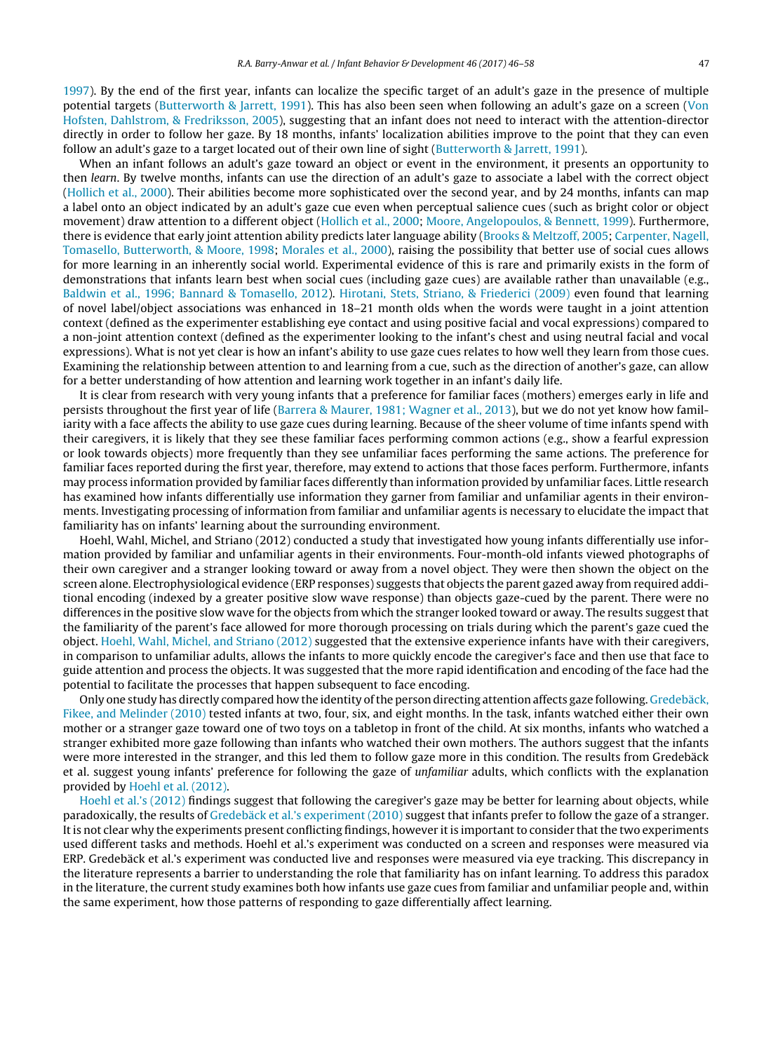1997). By the end of the first year, infants can localize the specific target of an adult's gaze in the presence of multiple potential targets (Butterworth & Jarrett, 1991). This has also been seen when following an adult's gaze on a screen (Von Hofsten, Dahlstrom, & Fredriksson, 2005), suggesting that an infant does not need to interact with the attention-director directly in order to follow her gaze. By 18 months, infants' localization abilities improve to the point that they can even follow an adult's gaze to a target located out of their own line of sight (Butterworth & Jarrett, 1991).

When an infant follows an adult's gaze toward an object or event in the environment, it presents an opportunity to then *learn*. By twelve months, infants can use the direction of an adult's gaze to associate a label with the correct object (Hollich et al., 2000). Their abilities become more sophisticated over the second year, and by 24 months, infants can map a label onto an object indicated by an adult's gaze cue even when perceptual salience cues (such as bright color or object movement) draw attention to a different object (Hollich et al., 2000; Moore, Angelopoulos, & Bennett, 1999). Furthermore, there is evidence that early joint attention ability predicts later language ability (Brooks & Meltzoff, 2005; Carpenter, Nagell, Tomasello, Butterworth, & Moore, 1998; Morales et al., 2000), raising the possibility that better use of social cues allows for more learning in an inherently social world. Experimental evidence of this is rare and primarily exists in the form of demonstrations that infants learn best when social cues (including gaze cues) are available rather than unavailable (e.g., Baldwin et al., 1996; Bannard & Tomasello, 2012). Hirotani, Stets, Striano, & Friederici (2009) even found that learning of novel label/object associations was enhanced in 18–21 month olds when the words were taught in a joint attention context (defined as the experimenter establishing eye contact and using positive facial and vocal expressions) compared to a non-joint attention context (defined as the experimenter looking to the infant's chest and using neutral facial and vocal expressions). What is not yet clear is how an infant's ability to use gaze cues relates to how well they learn from those cues. Examining the relationship between attention to and learning from a cue, such as the direction of another's gaze, can allow for a better understanding of how attention and learning work together in an infant's daily life.

It is clear from research with very young infants that a preference for familiar faces (mothers) emerges early in life and persists throughout the first year of life (Barrera & Maurer, 1981; Wagner et al., 2013), but we do not yet know how familiarity with a face affects the ability to use gaze cues during learning. Because of the sheer volume of time infants spend with their caregivers, it is likely that they see these familiar faces performing common actions (e.g., show a fearful expression or look towards objects) more frequently than they see unfamiliar faces performing the same actions. The preference for familiar faces reported during the first year, therefore, may extend to actions that those faces perform. Furthermore, infants may process information provided by familiar faces differently than information provided by unfamiliar faces. Little research has examined how infants differentially use information they garner from familiar and unfamiliar agents in their environments. Investigating processing of information from familiar and unfamiliar agents is necessary to elucidate the impact that familiarity has on infants' learning about the surrounding environment.

Hoehl, Wahl, Michel, and Striano (2012) conducted a study that investigated how young infants differentially use information provided by familiar and unfamiliar agents in their environments. Four-month-old infants viewed photographs of their own caregiver and a stranger looking toward or away from a novel object. They were then shown the object on the screen alone. Electrophysiological evidence (ERP responses) suggests that objects the parent gazed away from required additional encoding (indexed by a greater positive slow wave response) than objects gaze-cued by the parent. There were no differences in the positive slow wave for the objects from which the stranger looked toward or away. The results suggest that the familiarity of the parent's face allowed for more thorough processing on trials during which the parent's gaze cued the object. Hoehl, Wahl, Michel, and Striano (2012) suggested that the extensive experience infants have with their caregivers, in comparison to unfamiliar adults, allows the infants to more quickly encode the caregiver's face and then use that face to guide attention and process the objects. It was suggested that the more rapid identification and encoding of the face had the potential to facilitate the processes that happen subsequent to face encoding.

Only one study has directly compared how the identity of the person directing attention affects gaze following. Gredebäck, Fikee, and Melinder (2010) tested infants at two, four, six, and eight months. In the task, infants watched either their own mother or a stranger gaze toward one of two toys on a tabletop in front of the child. At six months, infants who watched a stranger exhibited more gaze following than infants who watched their own mothers. The authors suggest that the infants were more interested in the stranger, and this led them to follow gaze more in this condition. The results from Gredebäck et al. suggest young infants' preference for following the gaze of *unfamiliar* adults, which conflicts with the explanation provided by Hoehl et al. (2012).

Hoehl et al.'s (2012) findings suggest that following the caregiver's gaze may be better for learning about objects, while paradoxically, the results of Gredebäck et al.'s experiment (2010) suggest that infants prefer to follow the gaze of a stranger. It is not clear why the experiments present conflicting findings, however it is important to consider that the two experiments used different tasks and methods. Hoehl et al.'s experiment was conducted on a screen and responses were measured via ERP. Gredebäck et al.'s experiment was conducted live and responses were measured via eye tracking. This discrepancy in the literature represents a barrier to understanding the role that familiarity has on infant learning. To address this paradox in the literature, the current study examines both how infants use gaze cues from familiar and unfamiliar people and, within the same experiment, how those patterns of responding to gaze differentially affect learning.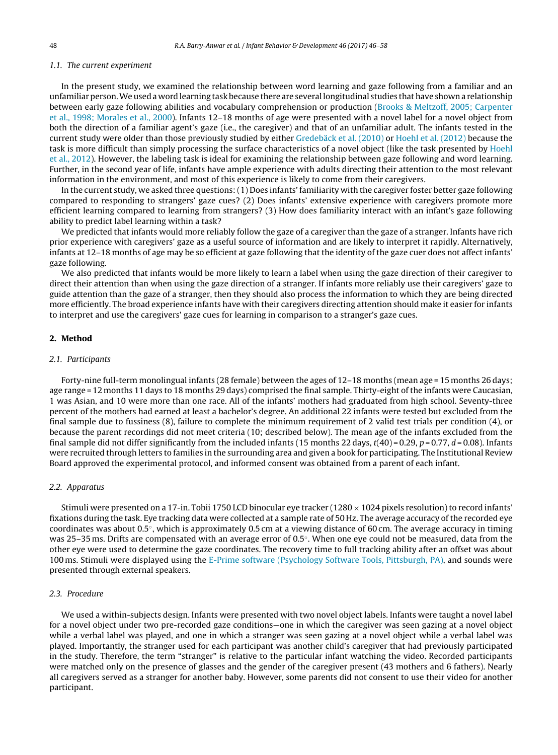### 1.1. The current experiment

In the present study, we examined the relationship between word learning and gaze following from a familiar and an unfamiliar person. We used a word learning task because there are several longitudinal studies that have shown a relationship between early gaze following abilities and vocabulary comprehension or production (Brooks & Meltzoff, 2005; Carpenter et al., 1998; Morales et al., 2000). Infants 12–18 months of age were presented with a novel label for a novel object from both the direction of a familiar agent's gaze (i.e., the caregiver) and that of an unfamiliar adult. The infants tested in the current study were older than those previously studied by either Gredebäck et al. (2010) or Hoehl et al. (2012) because the task is more difficult than simply processing the surface characteristics of a novel object (like the task presented by Hoehl et al., 2012). However, the labeling task is ideal for examining the relationship between gaze following and word learning. Further, in the second year of life, infants have ample experience with adults directing their attention to the most relevant information in the environment, and most of this experience is likely to come from their caregivers.

In the current study, we asked three questions: (1) Does infants' familiarity with the caregiver foster better gaze following compared to responding to strangers' gaze cues? (2) Does infants' extensive experience with caregivers promote more efficient learning compared to learning from strangers? (3) How does familiarity interact with an infant's gaze following ability to predict label learning within a task?

We predicted that infants would more reliably follow the gaze of a caregiver than the gaze of a stranger. Infants have rich prior experience with caregivers' gaze as a useful source of information and are likely to interpret it rapidly. Alternatively, infants at 12–18 months of age may be so efficient at gaze following that the identity of the gaze cuer does not affect infants' gaze following.

We also predicted that infants would be more likely to learn a label when using the gaze direction of their caregiver to direct their attention than when using the gaze direction of a stranger. If infants more reliably use their caregivers' gaze to guide attention than the gaze of a stranger, then they should also process the information to which they are being directed more efficiently. The broad experience infants have with their caregivers directing attention should make it easier for infants to interpret and use the caregivers' gaze cues for learning in comparison to a stranger's gaze cues.

## 2. Method

### 2.1. Participants

Forty-nine full-term monolingual infants (28 female) between the ages of 12–18 months (mean age = 15 months 26 days; age range = 12 months 11 days to 18 months 29 days) comprised the final sample. Thirty-eight of the infants were Caucasian, 1 was Asian, and 10 were more than one race. All of the infants' mothers had graduated from high school. Seventy-three percent of the mothers had earned at least a bachelor's degree. An additional 22 infants were tested but excluded from the final sample due to fussiness (8), failure to complete the minimum requirement of 2 valid test trials per condition (4), or because the parent recordings did not meet criteria (10; described below). The mean age of the infants excluded from the final sample did not differ significantly from the included infants (15 months 22 days, $t(40) = 0.29$, $p = 0.77$, $d = 0.08$). Infants were recruited through letters to families in the surrounding area and given a book for participating. The Institutional Review Board approved the experimental protocol, and informed consent was obtained from a parent of each infant.

### 2.2. Apparatus

Stimuli were presented on a 17-in. Tobii 1750 LCD binocular eye tracker (1280 × 1024 pixels resolution) to record infants' fixations during the task. Eye tracking data were collected at a sample rate of 50 Hz. The average accuracy of the recorded eye coordinates was about 0.5°, which is approximately 0.5 cm at a viewing distance of 60 cm. The average accuracy in timing was 25–35 ms. Drifts are compensated with an average error of 0.5°. When one eye could not be measured, data from the other eye were used to determine the gaze coordinates. The recovery time to full tracking ability after an offset was about 100 ms. Stimuli were displayed using the E-Prime software (Psychology Software Tools, Pittsburgh, PA), and sounds were presented through external speakers.

### 2.3. Procedure

We used a within-subjects design. Infants were presented with two novel object labels. Infants were taught a novel label for a novel object under two pre-recorded gaze conditions—one in which the caregiver was seen gazing at a novel object while a verbal label was played, and one in which a stranger was seen gazing at a novel object while a verbal label was played. Importantly, the stranger used for each participant was another child's caregiver that had previously participated in the study. Therefore, the term "stranger" is relative to the particular infant watching the video. Recorded participants were matched only on the presence of glasses and the gender of the caregiver present (43 mothers and 6 fathers). Nearly all caregivers served as a stranger for another baby. However, some parents did not consent to use their video for another participant.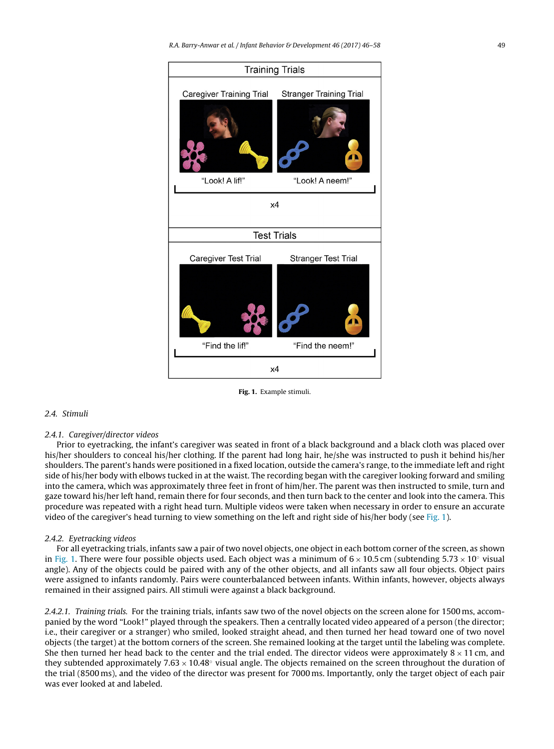Fig. 1. Example stimuli.

## 2.4. Stimuli

### 2.4.1. Caregiver/director videos

Prior to eyetracking, the infant's caregiver was seated in front of a black background and a black cloth was placed over his/her shoulders to conceal his/her clothing. If the parent had long hair, he/she was instructed to push it behind his/her shoulders. The parent's hands were positioned in a fixed location, outside the camera's range, to the immediate left and right side of his/her body with elbows tucked in at the waist. The recording began with the caregiver looking forward and smiling into the camera, which was approximately three feet in front of him/her. The parent was then instructed to smile, turn and gaze toward his/her left hand, remain there for four seconds, and then turn back to the center and look into the camera. This procedure was repeated with a right head turn. Multiple videos were taken when necessary in order to ensure an accurate video of the caregiver's head turning to view something on the left and right side of his/her body (see Fig. 1).

### 2.4.2. Eyetracking videos

For all eyetracking trials, infants saw a pair of two novel objects, one object in each bottom corner of the screen, as shown in Fig. 1. There were four possible objects used. Each object was a minimum of $6 \times 10.5$ cm (subtending $5.73 \times 10^{\circ}$ visual angle). Any of the objects could be paired with any of the other objects, and all infants saw all four objects. Object pairs were assigned to infants randomly. Pairs were counterbalanced between infants. Within infants, however, objects always remained in their assigned pairs. All stimuli were against a black background.

*2.4.2.1. Training trials.* For the training trials, infants saw two of the novel objects on the screen alone for 1500 ms, accompanied by the word "Look!" played through the speakers. Then a centrally located video appeared of a person (the director; i.e., their caregiver or a stranger) who smiled, looked straight ahead, and then turned her head toward one of two novel objects (the target) at the bottom corners of the screen. She remained looking at the target until the labeling was complete. She then turned her head back to the center and the trial ended. The director videos were approximately $8 \times 11$ cm, and they subtended approximately $7.63 \times 10.48^{\circ}$ visual angle. The objects remained on the screen throughout the duration of the trial (8500 ms), and the video of the director was present for 7000 ms. Importantly, only the target object of each pair was ever looked at and labeled.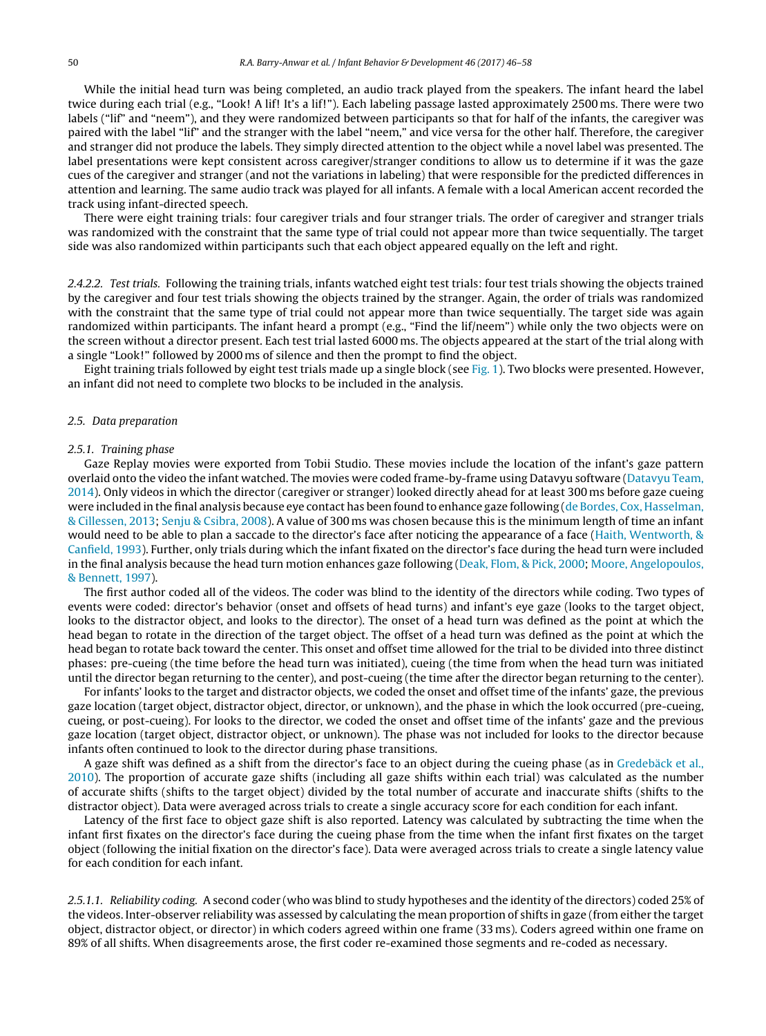While the initial head turn was being completed, an audio track played from the speakers. The infant heard the label twice during each trial (e.g., "Look! A lif! It's a lif!"). Each labeling passage lasted approximately 2500 ms. There were two labels ("lif" and "neem"), and they were randomized between participants so that for half of the infants, the caregiver was paired with the label "lif" and the stranger with the label "neem," and vice versa for the other half. Therefore, the caregiver and stranger did not produce the labels. They simply directed attention to the object while a novel label was presented. The label presentations were kept consistent across caregiver/stranger conditions to allow us to determine if it was the gaze cues of the caregiver and stranger (and not the variations in labeling) that were responsible for the predicted differences in attention and learning. The same audio track was played for all infants. A female with a local American accent recorded the track using infant-directed speech.

There were eight training trials: four caregiver trials and four stranger trials. The order of caregiver and stranger trials was randomized with the constraint that the same type of trial could not appear more than twice sequentially. The target side was also randomized within participants such that each object appeared equally on the left and right.

*2.4.2.2. Test trials.* Following the training trials, infants watched eight test trials: four test trials showing the objects trained by the caregiver and four test trials showing the objects trained by the stranger. Again, the order of trials was randomized with the constraint that the same type of trial could not appear more than twice sequentially. The target side was again randomized within participants. The infant heard a prompt (e.g., "Find the lif/neem") while only the two objects were on the screen without a director present. Each test trial lasted 6000 ms. The objects appeared at the start of the trial along with a single "Look!" followed by 2000 ms of silence and then the prompt to find the object.

Eight training trials followed by eight test trials made up a single block (see Fig. 1). Two blocks were presented. However, an infant did not need to complete two blocks to be included in the analysis.

## 2.5. Data preparation

### 2.5.1. Training phase

Gaze Replay movies were exported from Tobii Studio. These movies include the location of the infant's gaze pattern overlaid onto the video the infant watched. The movies were coded frame-by-frame using Datavyu software (Datavyu Team, 2014). Only videos in which the director (caregiver or stranger) looked directly ahead for at least 300 ms before gaze cueing were included in the final analysis because eye contact has been found to enhance gaze following (de Bordes, Cox, Hasselman, & Cillessen, 2013; Senju & Csibra, 2008). A value of 300 ms was chosen because this is the minimum length of time an infant would need to be able to plan a saccade to the director's face after noticing the appearance of a face (Haith, Wentworth, & Canfield, 1993). Further, only trials during which the infant fixated on the director's face during the head turn were included in the final analysis because the head turn motion enhances gaze following (Deak, Flom, & Pick, 2000; Moore, Angelopoulos, & Bennett, 1997).

The first author coded all of the videos. The coder was blind to the identity of the directors while coding. Two types of events were coded: director's behavior (onset and offsets of head turns) and infant's eye gaze (looks to the target object, looks to the distractor object, and looks to the director). The onset of a head turn was defined as the point at which the head began to rotate in the direction of the target object. The offset of a head turn was defined as the point at which the head began to rotate back toward the center. This onset and offset time allowed for the trial to be divided into three distinct phases: pre-cueing (the time before the head turn was initiated), cueing (the time from when the head turn was initiated until the director began returning to the center), and post-cueing (the time after the director began returning to the center).

For infants' looks to the target and distractor objects, we coded the onset and offset time of the infants' gaze, the previous gaze location (target object, distractor object, director, or unknown), and the phase in which the look occurred (pre-cueing, cueing, or post-cueing). For looks to the director, we coded the onset and offset time of the infants' gaze and the previous gaze location (target object, distractor object, or unknown). The phase was not included for looks to the director because infants often continued to look to the director during phase transitions.

A gaze shift was defined as a shift from the director's face to an object during the cueing phase (as in Gredebäck et al., 2010). The proportion of accurate gaze shifts (including all gaze shifts within each trial) was calculated as the number of accurate shifts (shifts to the target object) divided by the total number of accurate and inaccurate shifts (shifts to the distractor object). Data were averaged across trials to create a single accuracy score for each condition for each infant.

Latency of the first face to object gaze shift is also reported. Latency was calculated by subtracting the time when the infant first fixates on the director's face during the cueing phase from the time when the infant first fixates on the target object (following the initial fixation on the director's face). Data were averaged across trials to create a single latency value for each condition for each infant.

*2.5.1.1. Reliability coding.* A second coder (who was blind to study hypotheses and the identity of the directors) coded 25% of the videos. Inter-observer reliability was assessed by calculating the mean proportion of shifts in gaze (from either the target object, distractor object, or director) in which coders agreed within one frame (33 ms). Coders agreed within one frame on 89% of all shifts. When disagreements arose, the first coder re-examined those segments and re-coded as necessary.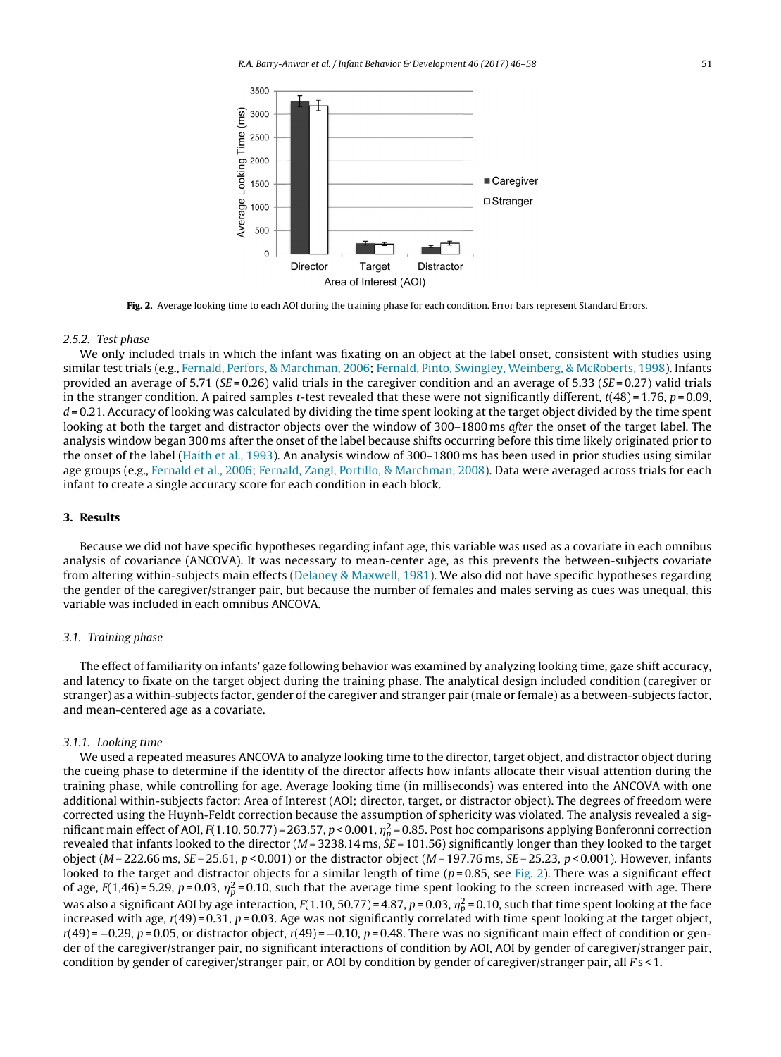**Fig. 2.** Average looking time to each AOI during the training phase for each condition. Error bars represent Standard Errors.

### 2.5.2. Test phase

We only included trials in which the infant was fixating on an object at the label onset, consistent with studies using similar test trials (e.g., Fernald, Perfors, & Marchman, 2006; Fernald, Pinto, Swingley, Weinberg, & McRoberts, 1998). Infants provided an average of 5.71 ($SE$ = 0.26) valid trials in the caregiver condition and an average of 5.33 ($SE$ = 0.27) valid trials in the stranger condition. A paired samples $t$-test revealed that these were not significantly different, $t(48) = 1.76$, $p = 0.09$, $d = 0.21$. Accuracy of looking was calculated by dividing the time spent looking at the target object divided by the time spent looking at both the target and distractor objects over the window of 300–1800 ms *after* the onset of the target label. The analysis window began 300 ms after the onset of the label because shifts occurring before this time likely originated prior to the onset of the label (Haith et al., 1993). An analysis window of 300–1800 ms has been used in prior studies using similar age groups (e.g., Fernald et al., 2006; Fernald, Zangl, Portillo, & Marchman, 2008). Data were averaged across trials for each infant to create a single accuracy score for each condition in each block.

## 3. Results

Because we did not have specific hypotheses regarding infant age, this variable was used as a covariate in each omnibus analysis of covariance (ANCOVA). It was necessary to mean-center age, as this prevents the between-subjects covariate from altering within-subjects main effects (Delaney & Maxwell, 1981). We also did not have specific hypotheses regarding the gender of the caregiver/stranger pair, but because the number of females and males serving as cues was unequal, this variable was included in each omnibus ANCOVA.

### 3.1. Training phase

The effect of familiarity on infants' gaze following behavior was examined by analyzing looking time, gaze shift accuracy, and latency to fixate on the target object during the training phase. The analytical design included condition (caregiver or stranger) as a within-subjects factor, gender of the caregiver and stranger pair (male or female) as a between-subjects factor, and mean-centered age as a covariate.

### 3.1.1. Looking time

We used a repeated measures ANCOVA to analyze looking time to the director, target object, and distractor object during the cueing phase to determine if the identity of the director affects how infants allocate their visual attention during the training phase, while controlling for age. Average looking time (in milliseconds) was entered into the ANCOVA with one additional within-subjects factor: Area of Interest (AOI; director, target, or distractor object). The degrees of freedom were corrected using the Huynh-Feldt correction because the assumption of sphericity was violated. The analysis revealed a significant main effect of AOI, $F(1.10, 50.77) = 263.57$, $p < 0.001$, $\eta_p^2 = 0.85$. Post hoc comparisons applying Bonferonni correction revealed that infants looked to the director ($M$ = 3238.14 ms, $SE$ = 101.56) significantly longer than they looked to the target object ($M$ = 222.66 ms, $SE$ = 25.61, $p < 0.001$) or the distractor object ($M$ = 197.76 ms, $SE$ = 25.23, $p < 0.001$). However, infants looked to the target and distractor objects for a similar length of time ($p = 0.85$, see Fig. 2). There was a significant effect of age, $F(1,46) = 5.29$, $p = 0.03$, $\eta_p^2 = 0.10$, such that the average time spent looking to the screen increased with age. There was also a significant AOI by age interaction, $F(1.10, 50.77) = 4.87$, $p = 0.03$, $\eta_p^2 = 0.10$, such that time spent looking at the face increased with age, $r(49) = 0.31$, $p = 0.03$. Age was not significantly correlated with time spent looking at the target object, $r(49) = -0.29$, $p = 0.05$, or distractor object, $r(49) = -0.10$, $p = 0.48$. There was no significant main effect of condition or gender of the caregiver/stranger pair, no significant interactions of condition by AOI, AOI by gender of caregiver/stranger pair, condition by gender of caregiver/stranger pair, or AOI by condition by gender of caregiver/stranger pair, all $F$s < 1.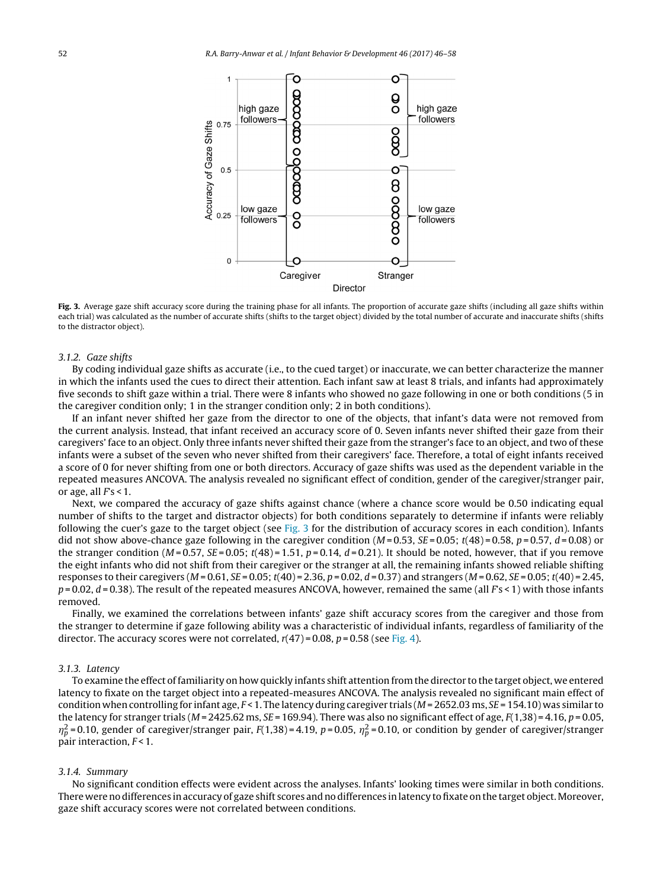**Fig. 3.** Average gaze shift accuracy score during the training phase for all infants. The proportion of accurate gaze shifts (including all gaze shifts within each trial) was calculated as the number of accurate shifts (shifts to the target object) divided by the total number of accurate and inaccurate shifts (shifts to the distractor object).

#### 3.1.2. Gaze shifts

By coding individual gaze shifts as accurate (i.e., to the cued target) or inaccurate, we can better characterize the manner in which the infants used the cues to direct their attention. Each infant saw at least 8 trials, and infants had approximately five seconds to shift gaze within a trial. There were 8 infants who showed no gaze following in one or both conditions (5 in the caregiver condition only; 1 in the stranger condition only; 2 in both conditions).

If an infant never shifted her gaze from the director to one of the objects, that infant's data were not removed from the current analysis. Instead, that infant received an accuracy score of 0. Seven infants never shifted their gaze from their caregivers' face to an object. Only three infants never shifted their gaze from the stranger's face to an object, and two of these infants were a subset of the seven who never shifted from their caregivers' face. Therefore, a total of eight infants received a score of 0 for never shifting from one or both directors. Accuracy of gaze shifts was used as the dependent variable in the repeated measures ANCOVA. The analysis revealed no significant effect of condition, gender of the caregiver/stranger pair, or age, all $F$'s < 1.

Next, we compared the accuracy of gaze shifts against chance (where a chance score would be 0.50 indicating equal number of shifts to the target and distractor objects) for both conditions separately to determine if infants were reliably following the cuer's gaze to the target object (see Fig. 3 for the distribution of accuracy scores in each condition). Infants did not show above-chance gaze following in the caregiver condition ($M = 0.53$, $SE = 0.05$; $t(48) = 0.58$, $p = 0.57$, $d = 0.08$) or the stranger condition ($M = 0.57$, $SE = 0.05$; $t(48) = 1.51$, $p = 0.14$, $d = 0.21$). It should be noted, however, that if you remove the eight infants who did not shift from their caregiver or the stranger at all, the remaining infants showed reliable shifting responses to their caregivers ($M = 0.61$, $SE = 0.05$; $t(40) = 2.36$, $p = 0.02$, $d = 0.37$) and strangers ($M = 0.62$, $SE = 0.05$; $t(40) = 2.45$, $p = 0.02$, $d = 0.38$). The result of the repeated measures ANCOVA, however, remained the same (all $F$'s < 1) with those infants removed.

Finally, we examined the correlations between infants' gaze shift accuracy scores from the caregiver and those from the stranger to determine if gaze following ability was a characteristic of individual infants, regardless of familiarity of the director. The accuracy scores were not correlated, $r(47) = 0.08$, $p = 0.58$ (see Fig. 4).

#### 3.1.3. Latency

To examine the effect of familiarity on how quickly infants shift attention from the director to the target object, we entered latency to fixate on the target object into a repeated-measures ANCOVA. The analysis revealed no significant main effect of condition when controlling for infant age, $F < 1$. The latency during caregiver trials ($M = 2652.03$ ms, $SE = 154.10$) was similar to the latency for stranger trials ($M = 2425.62$ ms, $SE = 169.94$). There was also no significant effect of age, $F(1,38) = 4.16$, $p = 0.05$, $\eta_p^2 = 0.10$, gender of caregiver/stranger pair, $F(1,38) = 4.19$, $p = 0.05$, $\eta_p^2 = 0.10$, or condition by gender of caregiver/stranger pair interaction, $F < 1$.

#### 3.1.4. Summary

No significant condition effects were evident across the analyses. Infants' looking times were similar in both conditions. There were no differences in accuracy of gaze shift scores and no differences in latency to fixate on the target object. Moreover, gaze shift accuracy scores were not correlated between conditions.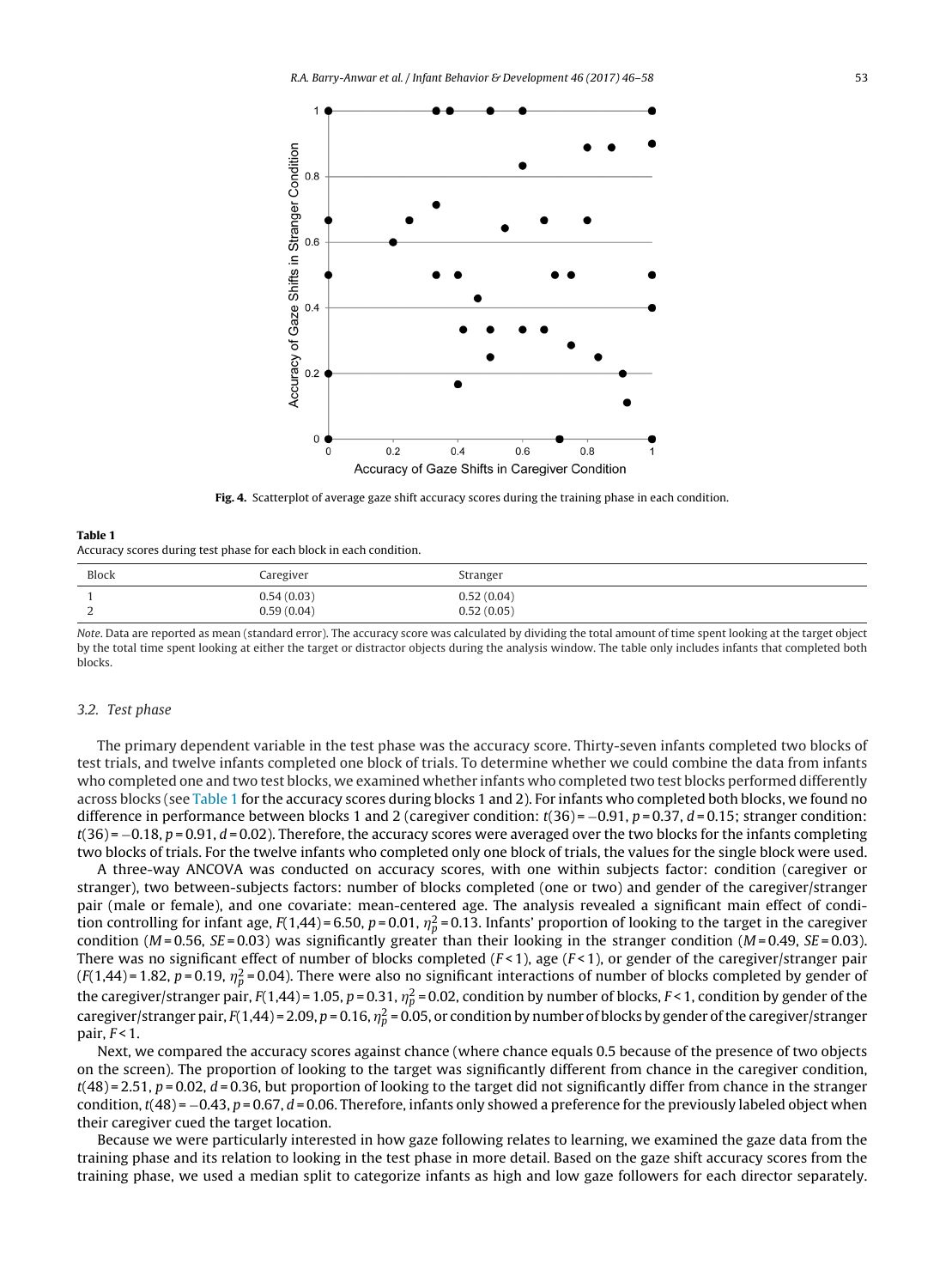**Fig. 4.** Scatterplot of average gaze shift accuracy scores during the training phase in each condition.

**Table 1**
Accuracy scores during test phase for each block in each condition.

| Block | Caregiver | Stranger |
|---|---|---|
| 1 | 0.54 (0.03) | 0.52 (0.04) |
| 2 | 0.59 (0.04) | 0.52 (0.05) |

*Note.* Data are reported as mean (standard error). The accuracy score was calculated by dividing the total amount of time spent looking at the target object by the total time spent looking at either the target or distractor objects during the analysis window. The table only includes infants that completed both blocks.

### 3.2. Test phase

The primary dependent variable in the test phase was the accuracy score. Thirty-seven infants completed two blocks of test trials, and twelve infants completed one block of trials. To determine whether we could combine the data from infants who completed one and two test blocks, we examined whether infants who completed two test blocks performed differently across blocks (see Table 1 for the accuracy scores during blocks 1 and 2). For infants who completed both blocks, we found no difference in performance between blocks 1 and 2 (caregiver condition: $t(36) = -0.91$, $p = 0.37$, $d = 0.15$; stranger condition: $t(36) = -0.18$, $p = 0.91$, $d = 0.02$). Therefore, the accuracy scores were averaged over the two blocks for the infants completing two blocks of trials. For the twelve infants who completed only one block of trials, the values for the single block were used.

A three-way ANCOVA was conducted on accuracy scores, with one within subjects factor: condition (caregiver or stranger), two between-subjects factors: number of blocks completed (one or two) and gender of the caregiver/stranger pair (male or female), and one covariate: mean-centered age. The analysis revealed a significant main effect of condition controlling for infant age, $F(1,44) = 6.50$, $p = 0.01$, $\eta_p^2 = 0.13$. Infants' proportion of looking to the target in the caregiver condition ($M = 0.56$, $SE = 0.03$) was significantly greater than their looking in the stranger condition ($M = 0.49$, $SE = 0.03$). There was no significant effect of number of blocks completed ($F < 1$), age ($F < 1$), or gender of the caregiver/stranger pair ($F(1,44) = 1.82$, $p = 0.19$, $\eta_p^2 = 0.04$). There were also no significant interactions of number of blocks completed by gender of the caregiver/stranger pair, $F(1,44) = 1.05$, $p = 0.31$, $\eta_p^2 = 0.02$, condition by number of blocks, $F < 1$, condition by gender of the caregiver/stranger pair, $F(1,44) = 2.09$, $p = 0.16$, $\eta_p^2 = 0.05$, or condition by number of blocks by gender of the caregiver/stranger pair, $F < 1$.

Next, we compared the accuracy scores against chance (where chance equals 0.5 because of the presence of two objects on the screen). The proportion of looking to the target was significantly different from chance in the caregiver condition, $t(48) = 2.51$, $p = 0.02$, $d = 0.36$, but proportion of looking to the target did not significantly differ from chance in the stranger condition, $t(48) = -0.43$, $p = 0.67$, $d = 0.06$. Therefore, infants only showed a preference for the previously labeled object when their caregiver cued the target location.

Because we were particularly interested in how gaze following relates to learning, we examined the gaze data from the training phase and its relation to looking in the test phase in more detail. Based on the gaze shift accuracy scores from the training phase, we used a median split to categorize infants as high and low gaze followers for each director separately.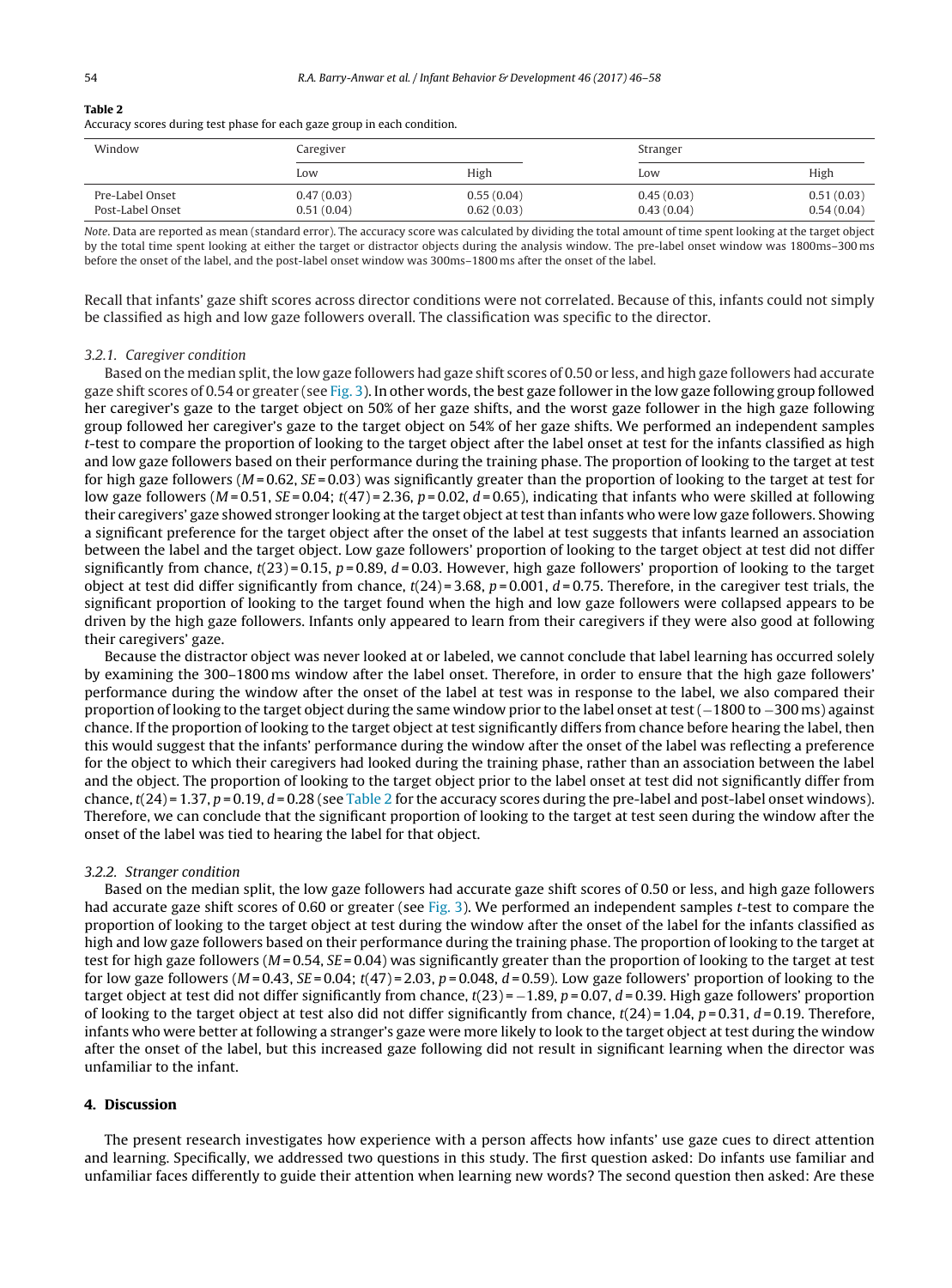**Table 2**
Accuracy scores during test phase for each gaze group in each condition.

| Window | Caregiver | | Stranger | |
|---|---|---|---|---|
| | Low | High | Low | High |
| Pre-Label Onset | 0.47 (0.03) | 0.55 (0.04) | 0.45 (0.03) | 0.51 (0.03) |
| Post-Label Onset | 0.51 (0.04) | 0.62 (0.03) | 0.43 (0.04) | 0.54 (0.04) |

*Note*. Data are reported as mean (standard error). The accuracy score was calculated by dividing the total amount of time spent looking at the target object by the total time spent looking at either the target or distractor objects during the analysis window. The pre-label onset window was 1800ms–300 ms before the onset of the label, and the post-label onset window was 300ms–1800 ms after the onset of the label.

Recall that infants' gaze shift scores across director conditions were not correlated. Because of this, infants could not simply be classified as high and low gaze followers overall. The classification was specific to the director.

#### 3.2.1. Caregiver condition

Based on the median split, the low gaze followers had gaze shift scores of 0.50 or less, and high gaze followers had accurate gaze shift scores of 0.54 or greater (see Fig. 3). In other words, the best gaze follower in the low gaze following group followed her caregiver's gaze to the target object on 50% of her gaze shifts, and the worst gaze follower in the high gaze following group followed her caregiver's gaze to the target object on 54% of her gaze shifts. We performed an independent samples *t*-test to compare the proportion of looking to the target object after the label onset at test for the infants classified as high and low gaze followers based on their performance during the training phase. The proportion of looking to the target at test for high gaze followers ($M = 0.62$, $SE = 0.03$) was significantly greater than the proportion of looking to the target at test for low gaze followers ($M = 0.51$, $SE = 0.04$; $t(47) = 2.36$, $p = 0.02$, $d = 0.65$), indicating that infants who were skilled at following their caregivers' gaze showed stronger looking at the target object at test than infants who were low gaze followers. Showing a significant preference for the target object after the onset of the label at test suggests that infants learned an association between the label and the target object. Low gaze followers' proportion of looking to the target object at test did not differ significantly from chance, $t(23) = 0.15$, $p = 0.89$, $d = 0.03$. However, high gaze followers' proportion of looking to the target object at test did differ significantly from chance, $t(24) = 3.68$, $p = 0.001$, $d = 0.75$. Therefore, in the caregiver test trials, the significant proportion of looking to the target found when the high and low gaze followers were collapsed appears to be driven by the high gaze followers. Infants only appeared to learn from their caregivers if they were also good at following their caregivers' gaze.

Because the distractor object was never looked at or labeled, we cannot conclude that label learning has occurred solely by examining the 300–1800 ms window after the label onset. Therefore, in order to ensure that the high gaze followers' performance during the window after the onset of the label at test was in response to the label, we also compared their proportion of looking to the target object during the same window prior to the label onset at test (−1800 to −300 ms) against chance. If the proportion of looking to the target object at test significantly differs from chance before hearing the label, then this would suggest that the infants' performance during the window after the onset of the label was reflecting a preference for the object to which their caregivers had looked during the training phase, rather than an association between the label and the object. The proportion of looking to the target object prior to the label onset at test did not significantly differ from chance, $t(24) = 1.37$, $p = 0.19$, $d = 0.28$ (see Table 2 for the accuracy scores during the pre-label and post-label onset windows). Therefore, we can conclude that the significant proportion of looking to the target at test seen during the window after the onset of the label was tied to hearing the label for that object.

#### 3.2.2. Stranger condition

Based on the median split, the low gaze followers had accurate gaze shift scores of 0.50 or less, and high gaze followers had accurate gaze shift scores of 0.60 or greater (see Fig. 3). We performed an independent samples *t*-test to compare the proportion of looking to the target object at test during the window after the onset of the label for the infants classified as high and low gaze followers based on their performance during the training phase. The proportion of looking to the target at test for high gaze followers ($M = 0.54$, $SE = 0.04$) was significantly greater than the proportion of looking to the target at test for low gaze followers ($M = 0.43$, $SE = 0.04$; $t(47) = 2.03$, $p = 0.048$, $d = 0.59$). Low gaze followers' proportion of looking to the target object at test did not differ significantly from chance, $t(23) = -1.89$, $p = 0.07$, $d = 0.39$. High gaze followers' proportion of looking to the target object at test also did not differ significantly from chance, $t(24) = 1.04$, $p = 0.31$, $d = 0.19$. Therefore, infants who were better at following a stranger's gaze were more likely to look to the target object at test during the window after the onset of the label, but this increased gaze following did not result in significant learning when the director was unfamiliar to the infant.

## 4. Discussion

The present research investigates how experience with a person affects how infants' use gaze cues to direct attention and learning. Specifically, we addressed two questions in this study. The first question asked: Do infants use familiar and unfamiliar faces differently to guide their attention when learning new words? The second question then asked: Are these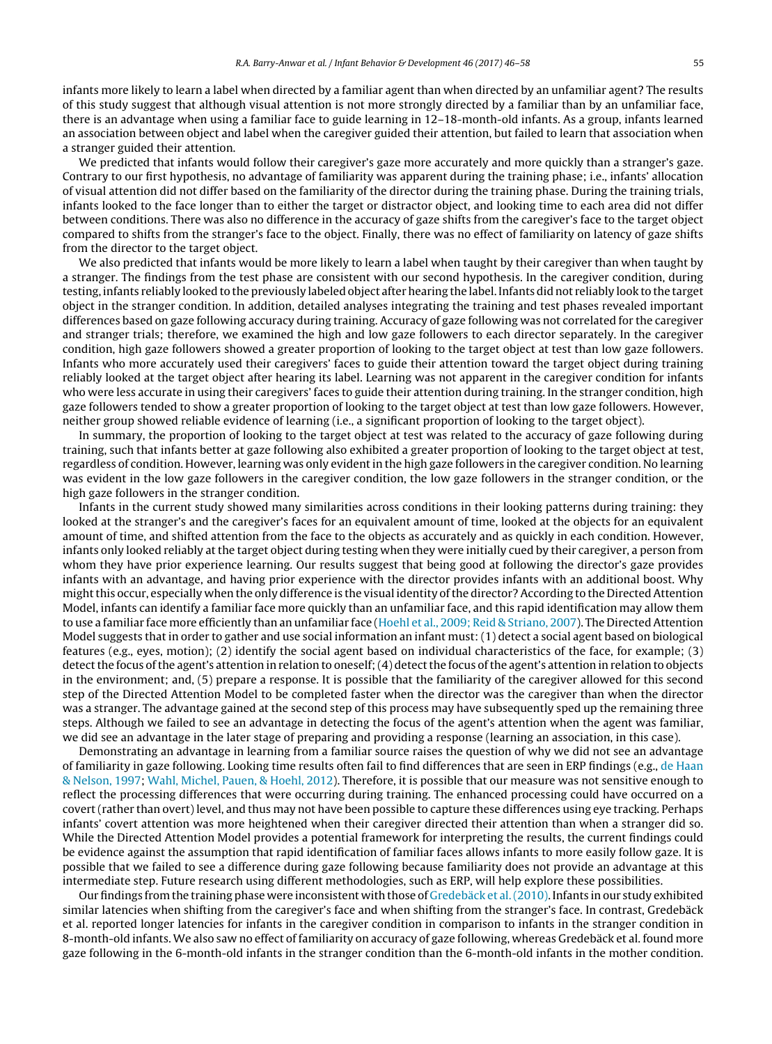infants more likely to learn a label when directed by a familiar agent than when directed by an unfamiliar agent? The results of this study suggest that although visual attention is not more strongly directed by a familiar than by an unfamiliar face, there is an advantage when using a familiar face to guide learning in 12–18-month-old infants. As a group, infants learned an association between object and label when the caregiver guided their attention, but failed to learn that association when a stranger guided their attention.

We predicted that infants would follow their caregiver's gaze more accurately and more quickly than a stranger's gaze. Contrary to our first hypothesis, no advantage of familiarity was apparent during the training phase; i.e., infants' allocation of visual attention did not differ based on the familiarity of the director during the training phase. During the training trials, infants looked to the face longer than to either the target or distractor object, and looking time to each area did not differ between conditions. There was also no difference in the accuracy of gaze shifts from the caregiver's face to the target object compared to shifts from the stranger's face to the object. Finally, there was no effect of familiarity on latency of gaze shifts from the director to the target object.

We also predicted that infants would be more likely to learn a label when taught by their caregiver than when taught by a stranger. The findings from the test phase are consistent with our second hypothesis. In the caregiver condition, during testing, infants reliably looked to the previously labeled object after hearing the label. Infants did not reliably look to the target object in the stranger condition. In addition, detailed analyses integrating the training and test phases revealed important differences based on gaze following accuracy during training. Accuracy of gaze following was not correlated for the caregiver and stranger trials; therefore, we examined the high and low gaze followers to each director separately. In the caregiver condition, high gaze followers showed a greater proportion of looking to the target object at test than low gaze followers. Infants who more accurately used their caregivers' faces to guide their attention toward the target object during training reliably looked at the target object after hearing its label. Learning was not apparent in the caregiver condition for infants who were less accurate in using their caregivers' faces to guide their attention during training. In the stranger condition, high gaze followers tended to show a greater proportion of looking to the target object at test than low gaze followers. However, neither group showed reliable evidence of learning (i.e., a significant proportion of looking to the target object).

In summary, the proportion of looking to the target object at test was related to the accuracy of gaze following during training, such that infants better at gaze following also exhibited a greater proportion of looking to the target object at test, regardless of condition. However, learning was only evident in the high gaze followers in the caregiver condition. No learning was evident in the low gaze followers in the caregiver condition, the low gaze followers in the stranger condition, or the high gaze followers in the stranger condition.

Infants in the current study showed many similarities across conditions in their looking patterns during training: they looked at the stranger's and the caregiver's faces for an equivalent amount of time, looked at the objects for an equivalent amount of time, and shifted attention from the face to the objects as accurately and as quickly in each condition. However, infants only looked reliably at the target object during testing when they were initially cued by their caregiver, a person from whom they have prior experience learning. Our results suggest that being good at following the director's gaze provides infants with an advantage, and having prior experience with the director provides infants with an additional boost. Why might this occur, especially when the only difference is the visual identity of the director? According to the Directed Attention Model, infants can identify a familiar face more quickly than an unfamiliar face, and this rapid identification may allow them to use a familiar face more efficiently than an unfamiliar face (Hoehl et al., 2009; Reid & Striano, 2007). The Directed Attention Model suggests that in order to gather and use social information an infant must: (1) detect a social agent based on biological features (e.g., eyes, motion); (2) identify the social agent based on individual characteristics of the face, for example; (3) detect the focus of the agent's attention in relation to oneself; (4) detect the focus of the agent's attention in relation to objects in the environment; and, (5) prepare a response. It is possible that the familiarity of the caregiver allowed for this second step of the Directed Attention Model to be completed faster when the director was the caregiver than when the director was a stranger. The advantage gained at the second step of this process may have subsequently sped up the remaining three steps. Although we failed to see an advantage in detecting the focus of the agent's attention when the agent was familiar, we did see an advantage in the later stage of preparing and providing a response (learning an association, in this case).

Demonstrating an advantage in learning from a familiar source raises the question of why we did not see an advantage of familiarity in gaze following. Looking time results often fail to find differences that are seen in ERP findings (e.g., de Haan & Nelson, 1997; Wahl, Michel, Pauen, & Hoehl, 2012). Therefore, it is possible that our measure was not sensitive enough to reflect the processing differences that were occurring during training. The enhanced processing could have occurred on a covert (rather than overt) level, and thus may not have been possible to capture these differences using eye tracking. Perhaps infants' covert attention was more heightened when their caregiver directed their attention than when a stranger did so. While the Directed Attention Model provides a potential framework for interpreting the results, the current findings could be evidence against the assumption that rapid identification of familiar faces allows infants to more easily follow gaze. It is possible that we failed to see a difference during gaze following because familiarity does not provide an advantage at this intermediate step. Future research using different methodologies, such as ERP, will help explore these possibilities.

Our findings from the training phase were inconsistent with those of Gredebäck et al. (2010). Infants in our study exhibited similar latencies when shifting from the caregiver's face and when shifting from the stranger's face. In contrast, Gredebäck et al. reported longer latencies for infants in the caregiver condition in comparison to infants in the stranger condition in 8-month-old infants. We also saw no effect of familiarity on accuracy of gaze following, whereas Gredebäck et al. found more gaze following in the 6-month-old infants in the stranger condition than the 6-month-old infants in the mother condition.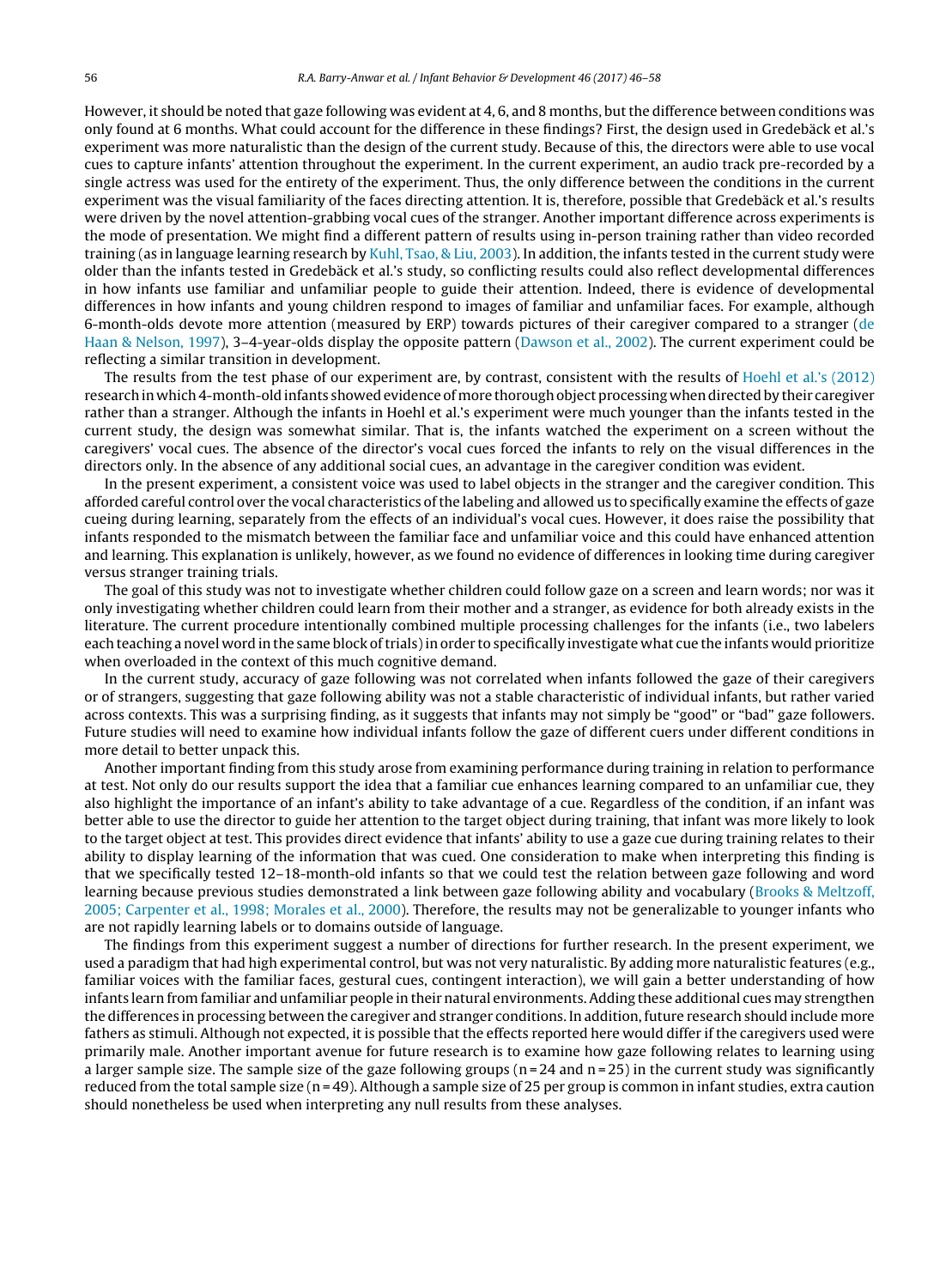However, it should be noted that gaze following was evident at 4, 6, and 8 months, but the difference between conditions was only found at 6 months. What could account for the difference in these findings? First, the design used in Gredebäck et al.'s experiment was more naturalistic than the design of the current study. Because of this, the directors were able to use vocal cues to capture infants' attention throughout the experiment. In the current experiment, an audio track pre-recorded by a single actress was used for the entirety of the experiment. Thus, the only difference between the conditions in the current experiment was the visual familiarity of the faces directing attention. It is, therefore, possible that Gredebäck et al.'s results were driven by the novel attention-grabbing vocal cues of the stranger. Another important difference across experiments is the mode of presentation. We might find a different pattern of results using in-person training rather than video recorded training (as in language learning research by Kuhl, Tsao, & Liu, 2003). In addition, the infants tested in the current study were older than the infants tested in Gredebäck et al.'s study, so conflicting results could also reflect developmental differences in how infants use familiar and unfamiliar people to guide their attention. Indeed, there is evidence of developmental differences in how infants and young children respond to images of familiar and unfamiliar faces. For example, although 6-month-olds devote more attention (measured by ERP) towards pictures of their caregiver compared to a stranger (de Haan & Nelson, 1997), 3–4-year-olds display the opposite pattern (Dawson et al., 2002). The current experiment could be reflecting a similar transition in development.

The results from the test phase of our experiment are, by contrast, consistent with the results of Hoehl et al.'s (2012) research in which 4-month-old infants showed evidence of more thorough object processing when directed by their caregiver rather than a stranger. Although the infants in Hoehl et al.'s experiment were much younger than the infants tested in the current study, the design was somewhat similar. That is, the infants watched the experiment on a screen without the caregivers' vocal cues. The absence of the director's vocal cues forced the infants to rely on the visual differences in the directors only. In the absence of any additional social cues, an advantage in the caregiver condition was evident.

In the present experiment, a consistent voice was used to label objects in the stranger and the caregiver condition. This afforded careful control over the vocal characteristics of the labeling and allowed us to specifically examine the effects of gaze cueing during learning, separately from the effects of an individual's vocal cues. However, it does raise the possibility that infants responded to the mismatch between the familiar face and unfamiliar voice and this could have enhanced attention and learning. This explanation is unlikely, however, as we found no evidence of differences in looking time during caregiver versus stranger training trials.

The goal of this study was not to investigate whether children could follow gaze on a screen and learn words; nor was it only investigating whether children could learn from their mother and a stranger, as evidence for both already exists in the literature. The current procedure intentionally combined multiple processing challenges for the infants (i.e., two labelers each teaching a novel word in the same block of trials) in order to specifically investigate what cue the infants would prioritize when overloaded in the context of this much cognitive demand.

In the current study, accuracy of gaze following was not correlated when infants followed the gaze of their caregivers or of strangers, suggesting that gaze following ability was not a stable characteristic of individual infants, but rather varied across contexts. This was a surprising finding, as it suggests that infants may not simply be "good" or "bad" gaze followers. Future studies will need to examine how individual infants follow the gaze of different cuers under different conditions in more detail to better unpack this.

Another important finding from this study arose from examining performance during training in relation to performance at test. Not only do our results support the idea that a familiar cue enhances learning compared to an unfamiliar cue, they also highlight the importance of an infant's ability to take advantage of a cue. Regardless of the condition, if an infant was better able to use the director to guide her attention to the target object during training, that infant was more likely to look to the target object at test. This provides direct evidence that infants' ability to use a gaze cue during training relates to their ability to display learning of the information that was cued. One consideration to make when interpreting this finding is that we specifically tested 12–18-month-old infants so that we could test the relation between gaze following and word learning because previous studies demonstrated a link between gaze following ability and vocabulary (Brooks & Meltzoff, 2005; Carpenter et al., 1998; Morales et al., 2000). Therefore, the results may not be generalizable to younger infants who are not rapidly learning labels or to domains outside of language.

The findings from this experiment suggest a number of directions for further research. In the present experiment, we used a paradigm that had high experimental control, but was not very naturalistic. By adding more naturalistic features (e.g., familiar voices with the familiar faces, gestural cues, contingent interaction), we will gain a better understanding of how infants learn from familiar and unfamiliar people in their natural environments. Adding these additional cues may strengthen the differences in processing between the caregiver and stranger conditions. In addition, future research should include more fathers as stimuli. Although not expected, it is possible that the effects reported here would differ if the caregivers used were primarily male. Another important avenue for future research is to examine how gaze following relates to learning using a larger sample size. The sample size of the gaze following groups ($n = 24$ and $n = 25$) in the current study was significantly reduced from the total sample size ($n = 49$). Although a sample size of 25 per group is common in infant studies, extra caution should nonetheless be used when interpreting any null results from these analyses.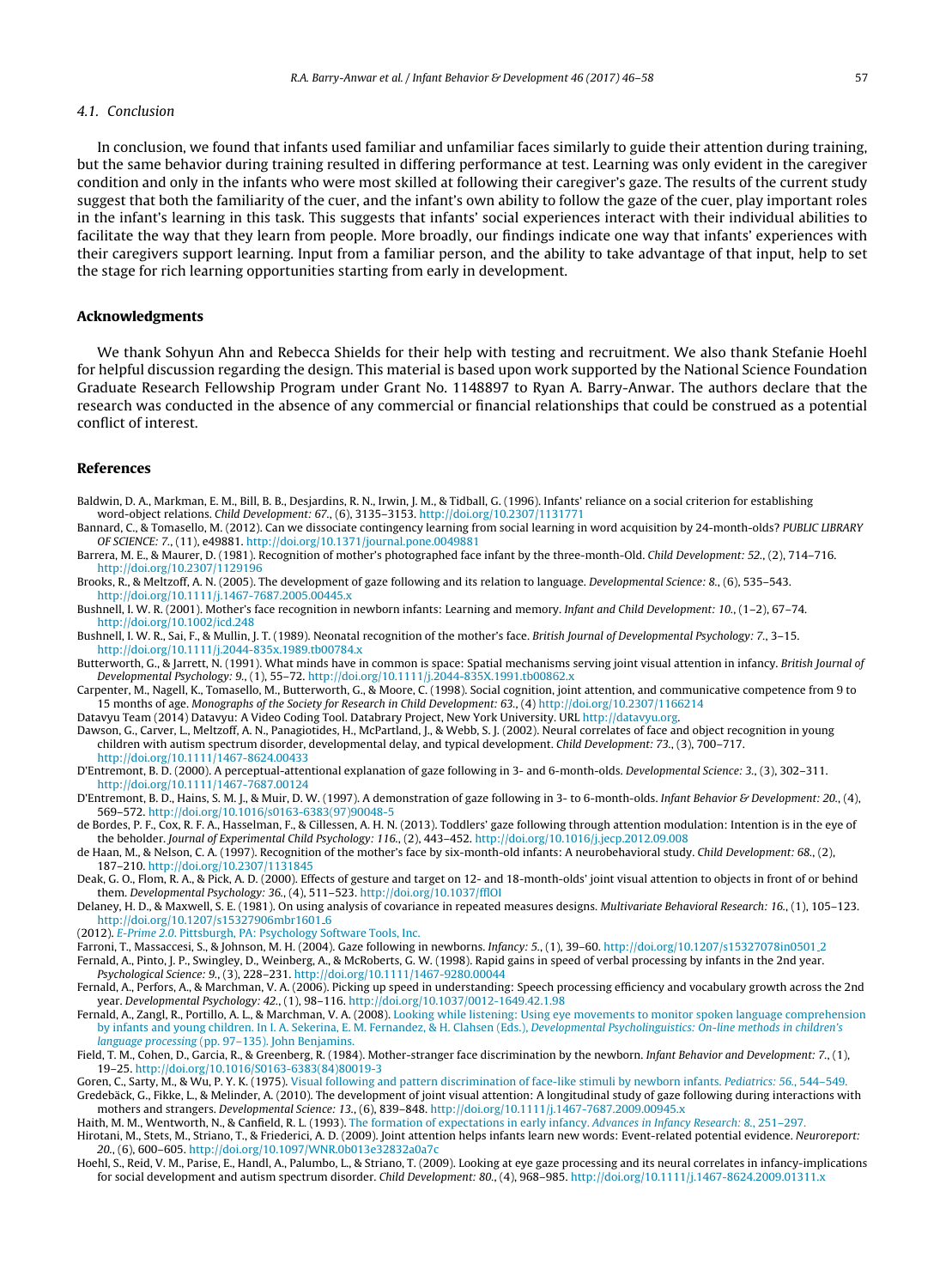### 4.1. Conclusion

In conclusion, we found that infants used familiar and unfamiliar faces similarly to guide their attention during training, but the same behavior during training resulted in differing performance at test. Learning was only evident in the caregiver condition and only in the infants who were most skilled at following their caregiver's gaze. The results of the current study suggest that both the familiarity of the cuer, and the infant's own ability to follow the gaze of the cuer, play important roles in the infant's learning in this task. This suggests that infants' social experiences interact with their individual abilities to facilitate the way that they learn from people. More broadly, our findings indicate one way that infants' experiences with their caregivers support learning. Input from a familiar person, and the ability to take advantage of that input, help to set the stage for rich learning opportunities starting from early in development.

## Acknowledgments

We thank Sohyun Ahn and Rebecca Shields for their help with testing and recruitment. We also thank Stefanie Hoehl for helpful discussion regarding the design. This material is based upon work supported by the National Science Foundation Graduate Research Fellowship Program under Grant No. 1148897 to Ryan A. Barry-Anwar. The authors declare that the research was conducted in the absence of any commercial or financial relationships that could be construed as a potential conflict of interest.

## References

Baldwin, D. A., Markman, E. M., Bill, B. B., Desjardins, R. N., Irwin, J. M., & Tidball, G. (1996). Infants' reliance on a social criterion for establishing word-object relations. *Child Development: 67.*, (6), 3135–3153. http://doi.org/10.2307/1131771

Bannard, C., & Tomasello, M. (2012). Can we dissociate contingency learning from social learning in word acquisition by 24-month-olds? *PUBLIC LIBRARY OF SCIENCE: 7.*, (11), e49881. http://doi.org/10.1371/journal.pone.0049881

Barrera, M. E., & Maurer, D. (1981). Recognition of mother's photographed face infant by the three-month-Old. *Child Development: 52.*, (2), 714–716. http://doi.org/10.2307/1129196

Brooks, R., & Meltzoff, A. N. (2005). The development of gaze following and its relation to language. *Developmental Science: 8.*, (6), 535–543. http://doi.org/10.1111/j.1467-7687.2005.00445.x

Bushnell, I. W. R. (2001). Mother's face recognition in newborn infants: Learning and memory. *Infant and Child Development: 10.*, (1–2), 67–74. http://doi.org/10.1002/icd.248

Bushnell, I. W. R., Sai, F., & Mullin, J. T. (1989). Neonatal recognition of the mother's face. *British Journal of Developmental Psychology: 7.*, 3–15. http://doi.org/10.1111/j.2044-835x.1989.tb00784.x

Butterworth, G., & Jarrett, N. (1991). What minds have in common is space: Spatial mechanisms serving joint visual attention in infancy. *British Journal of Developmental Psychology: 9.*, (1), 55–72. http://doi.org/10.1111/j.2044-835X.1991.tb00862.x

Carpenter, M., Nagell, K., Tomasello, M., Butterworth, G., & Moore, C. (1998). Social cognition, joint attention, and communicative competence from 9 to 15 months of age. *Monographs of the Society for Research in Child Development: 63.*, (4) http://doi.org/10.2307/1166214

Datavyu Team (2014) Datavyu: A Video Coding Tool. Databrary Project, New York University. URL http://datavyu.org.

Dawson, G., Carver, L., Meltzoff, A. N., Panagiotides, H., McPartland, J., & Webb, S. J. (2002). Neural correlates of face and object recognition in young children with autism spectrum disorder, developmental delay, and typical development. *Child Development: 73.*, (3), 700–717. http://doi.org/10.1111/1467-8624.00433

D'Entremont, B. D. (2000). A perceptual-attentional explanation of gaze following in 3- and 6-month-olds. *Developmental Science: 3.*, (3), 302–311. http://doi.org/10.1111/1467-7687.00124

D'Entremont, B. D., Hains, S. M. J., & Muir, D. W. (1997). A demonstration of gaze following in 3- to 6-month-olds. *Infant Behavior & Development: 20.*, (4), 569–572. http://doi.org/10.1016/s0163-6383(97)90048-5

de Bordes, P. F., Cox, R. F. A., Hasselman, F., & Cillessen, A. H. N. (2013). Toddlers' gaze following through attention modulation: Intention is in the eye of the beholder. *Journal of Experimental Child Psychology: 116.*, (2), 443–452. http://doi.org/10.1016/j.jecp.2012.09.008

de Haan, M., & Nelson, C. A. (1997). Recognition of the mother's face by six-month-old infants: A neurobehavioral study. *Child Development: 68.*, (2), 187–210. http://doi.org/10.2307/1131845

Deak, G. O., Flom, R. A., & Pick, A. D. (2000). Effects of gesture and target on 12- and 18-month-olds' joint visual attention to objects in front of or behind them. *Developmental Psychology: 36.*, (4), 511–523. http://doi.org/10.1037/fflOI

Delaney, H. D., & Maxwell, S. E. (1981). On using analysis of covariance in repeated measures designs. *Multivariate Behavioral Research: 16.*, (1), 105–123. http://doi.org/10.1207/s15327906mbr1601_6

(2012). *E-Prime 2.0*. Pittsburgh, PA: Psychology Software Tools, Inc.

Farroni, T., Massaccesi, S., & Johnson, M. H. (2004). Gaze following in newborns. *Infancy: 5.*, (1), 39–60. http://doi.org/10.1207/s15327078in0501_2

Fernald, A., Pinto, J. P., Swingley, D., Weinberg, A., & McRoberts, G. W. (1998). Rapid gains in speed of verbal processing by infants in the 2nd year. *Psychological Science: 9.*, (3), 228–231. http://doi.org/10.1111/1467-9280.00044

Fernald, A., Perfors, A., & Marchman, V. A. (2006). Picking up speed in understanding: Speech processing efficiency and vocabulary growth across the 2nd year. *Developmental Psychology: 42.*, (1), 98–116. http://doi.org/10.1037/0012-1649.42.1.98

Fernald, A., Zangl, R., Portillo, A. L., & Marchman, V. A. (2008). Looking while listening: Using eye movements to monitor spoken language comprehension by infants and young children. In I. A. Sekerina, E. M. Fernandez, & H. Clahsen (Eds.), *Developmental Psycholinguistics: On-line methods in children's language processing* (pp. 97–135). John Benjamins.

Field, T. M., Cohen, D., Garcia, R., & Greenberg, R. (1984). Mother-stranger face discrimination by the newborn. *Infant Behavior and Development: 7.*, (1), 19–25. http://doi.org/10.1016/S0163-6383(84)80019-3

Goren, C., Sarty, M., & Wu, P. Y. K. (1975). Visual following and pattern discrimination of face-like stimuli by newborn infants. *Pediatrics: 56.*, 544–549.

Gredebäck, G., Fikke, L., & Melinder, A. (2010). The development of joint visual attention: A longitudinal study of gaze following during interactions with mothers and strangers. *Developmental Science: 13.*, (6), 839–848. http://doi.org/10.1111/j.1467-7687.2009.00945.x

Haith, M. M., Wentworth, N., & Canfield, R. L. (1993). The formation of expectations in early infancy. *Advances in Infancy Research: 8.*, 251–297.

Hirotani, M., Stets, M., Striano, T., & Friederici, A. D. (2009). Joint attention helps infants learn new words: Event-related potential evidence. *Neuroreport: 20.*, (6), 600–605. http://doi.org/10.1097/WNR.0b013e32832a0a7c

Hoehl, S., Reid, V. M., Parise, E., Handl, A., Palumbo, L., & Striano, T. (2009). Looking at eye gaze processing and its neural correlates in infancy-implications for social development and autism spectrum disorder. *Child Development: 80.*, (4), 968–985. http://doi.org/10.1111/j.1467-8624.2009.01311.x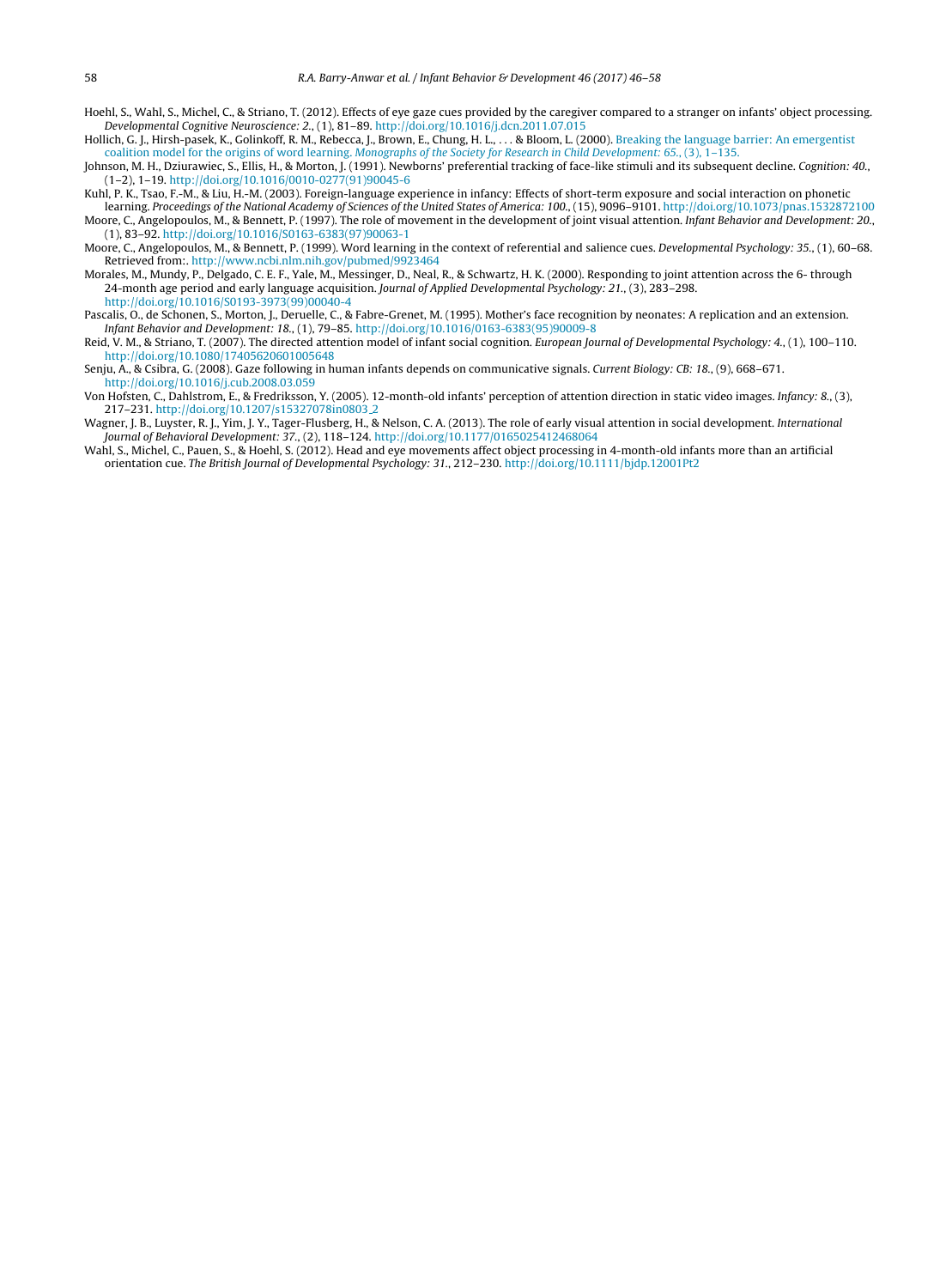Hoehl, S., Wahl, S., Michel, C., & Striano, T. (2012). Effects of eye gaze cues provided by the caregiver compared to a stranger on infants' object processing. *Developmental Cognitive Neuroscience: 2.*, (1), 81–89. http://doi.org/10.1016/j.dcn.2011.07.015

Hollich, G. J., Hirsh-pasek, K., Golinkoff, R. M., Rebecca, J., Brown, E., Chung, H. L., . . . & Bloom, L. (2000). Breaking the language barrier: An emergentist coalition model for the origins of word learning. *Monographs of the Society for Research in Child Development: 65.*, (3), 1–135.

Johnson, M. H., Dziurawiec, S., Ellis, H., & Morton, J. (1991). Newborns' preferential tracking of face-like stimuli and its subsequent decline. *Cognition: 40.*, (1–2), 1–19. http://doi.org/10.1016/0010-0277(91)90045-6

Kuhl, P. K., Tsao, F.-M., & Liu, H.-M. (2003). Foreign-language experience in infancy: Effects of short-term exposure and social interaction on phonetic learning. *Proceedings of the National Academy of Sciences of the United States of America: 100.*, (15), 9096–9101. http://doi.org/10.1073/pnas.1532872100

Moore, C., Angelopoulos, M., & Bennett, P. (1997). The role of movement in the development of joint visual attention. *Infant Behavior and Development: 20.*, (1), 83–92. http://doi.org/10.1016/S0163-6383(97)90063-1

Moore, C., Angelopoulos, M., & Bennett, P. (1999). Word learning in the context of referential and salience cues. *Developmental Psychology: 35.*, (1), 60–68. Retrieved from:. http://www.ncbi.nlm.nih.gov/pubmed/9923464

Morales, M., Mundy, P., Delgado, C. E. F., Yale, M., Messinger, D., Neal, R., & Schwartz, H. K. (2000). Responding to joint attention across the 6- through 24-month age period and early language acquisition. *Journal of Applied Developmental Psychology: 21.*, (3), 283–298. http://doi.org/10.1016/S0193-3973(99)00040-4

Pascalis, O., de Schonen, S., Morton, J., Deruelle, C., & Fabre-Grenet, M. (1995). Mother's face recognition by neonates: A replication and an extension. *Infant Behavior and Development: 18.*, (1), 79–85. http://doi.org/10.1016/0163-6383(95)90009-8

Reid, V. M., & Striano, T. (2007). The directed attention model of infant social cognition. *European Journal of Developmental Psychology: 4.*, (1), 100–110. http://doi.org/10.1080/17405620601005648

Senju, A., & Csibra, G. (2008). Gaze following in human infants depends on communicative signals. *Current Biology: CB: 18.*, (9), 668–671. http://doi.org/10.1016/j.cub.2008.03.059

Von Hofsten, C., Dahlstrom, E., & Fredriksson, Y. (2005). 12-month-old infants' perception of attention direction in static video images. *Infancy: 8.*, (3), 217–231. http://doi.org/10.1207/s15327078in0803_2

Wagner, J. B., Luyster, R. J., Yim, J. Y., Tager-Flusberg, H., & Nelson, C. A. (2013). The role of early visual attention in social development. *International Journal of Behavioral Development: 37.*, (2), 118–124. http://doi.org/10.1177/0165025412468064

Wahl, S., Michel, C., Pauen, S., & Hoehl, S. (2012). Head and eye movements affect object processing in 4-month-old infants more than an artificial orientation cue. *The British Journal of Developmental Psychology: 31.*, 212–230. http://doi.org/10.1111/bjdp.12001Pt2